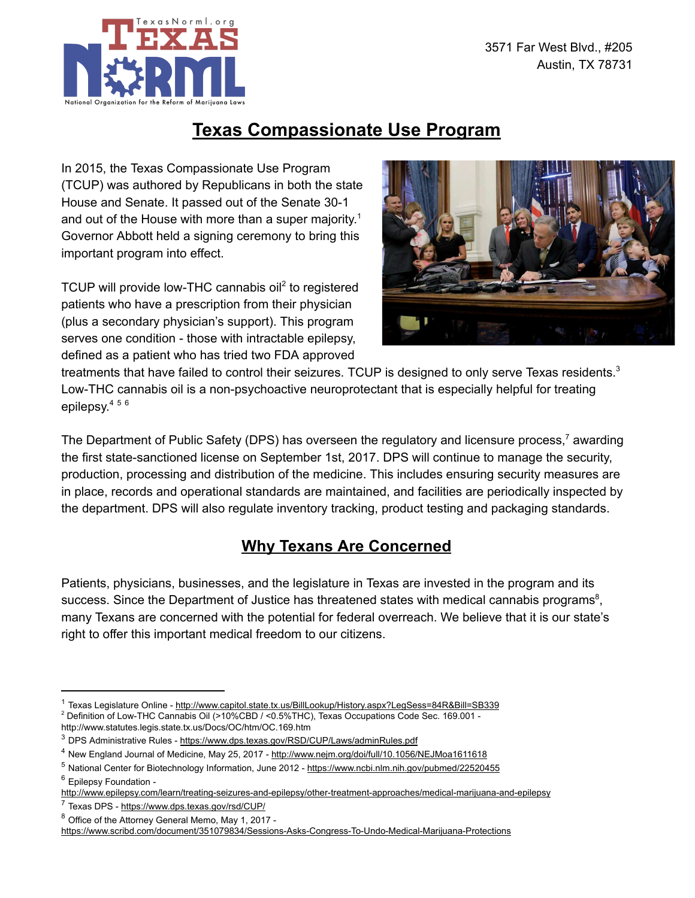Texas NORML
TexasNorml.org
National Organization for the Reform of Marijuana Laws

3571 Far West Blvd., #205
Austin, TX 78731

# Texas Compassionate Use Program

In 2015, the Texas Compassionate Use Program (TCUP) was authored by Republicans in both the state House and Senate. It passed out of the Senate 30-1 and out of the House with more than a super majority.[1] Governor Abbott held a signing ceremony to bring this important program into effect.

TCUP will provide low-THC cannabis oil[2] to registered patients who have a prescription from their physician (plus a secondary physician's support). This program serves one condition - those with intractable epilepsy, defined as a patient who has tried two FDA approved treatments that have failed to control their seizures. TCUP is designed to only serve Texas residents.[3] Low-THC cannabis oil is a non-psychoactive neuroprotectant that is especially helpful for treating epilepsy.[4] [5] [6]

The Department of Public Safety (DPS) has overseen the regulatory and licensure process,[7] awarding the first state-sanctioned license on September 1st, 2017. DPS will continue to manage the security, production, processing and distribution of the medicine. This includes ensuring security measures are in place, records and operational standards are maintained, and facilities are periodically inspected by the department. DPS will also regulate inventory tracking, product testing and packaging standards.

## Why Texans Are Concerned

Patients, physicians, businesses, and the legislature in Texas are invested in the program and its success. Since the Department of Justice has threatened states with medical cannabis programs[8], many Texans are concerned with the potential for federal overreach. We believe that it is our state's right to offer this important medical freedom to our citizens.

---

[1] Texas Legislature Online - http://www.capitol.state.tx.us/BillLookup/History.aspx?LegSess=84R&Bill=SB339

[2] Definition of Low-THC Cannabis Oil (>10%CBD / <0.5%THC), Texas Occupations Code Sec. 169.001 - http://www.statutes.legis.state.tx.us/Docs/OC/htm/OC.169.htm

[3] DPS Administrative Rules - https://www.dps.texas.gov/RSD/CUP/Laws/adminRules.pdf

[4] New England Journal of Medicine, May 25, 2017 - http://www.nejm.org/doi/full/10.1056/NEJMoa1611618

[5] National Center for Biotechnology Information, June 2012 - https://www.ncbi.nlm.nih.gov/pubmed/22520455

[6] Epilepsy Foundation - http://www.epilepsy.com/learn/treating-seizures-and-epilepsy/other-treatment-approaches/medical-marijuana-and-epilepsy

[7] Texas DPS - https://www.dps.texas.gov/rsd/CUP/

[8] Office of the Attorney General Memo, May 1, 2017 - https://www.scribd.com/document/351079834/Sessions-Asks-Congress-To-Undo-Medical-Marijuana-Protections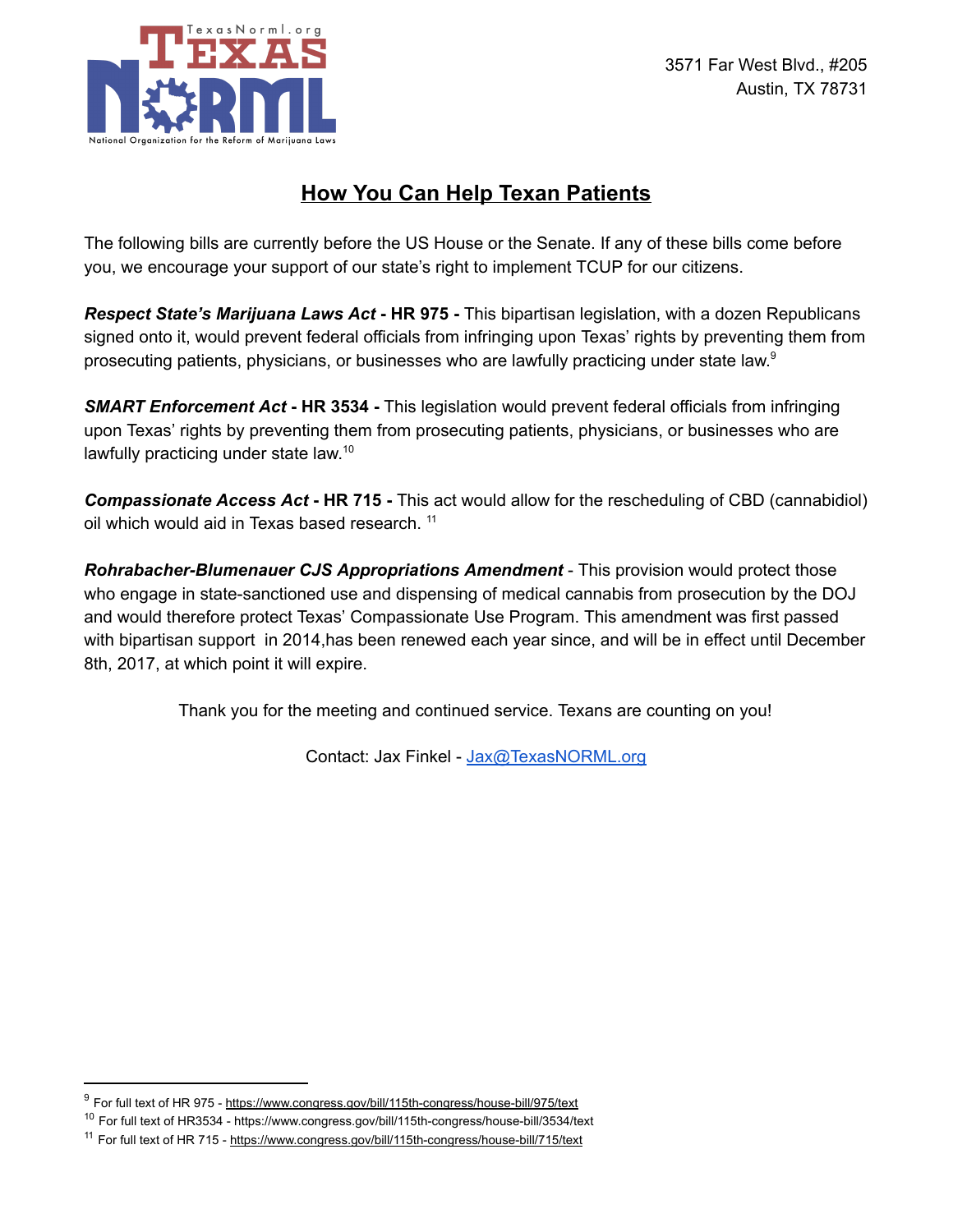TexasNorml.org

TEXAS NORML

National Organization for the Reform of Marijuana Laws

3571 Far West Blvd., #205
Austin, TX 78731

## How You Can Help Texan Patients

The following bills are currently before the US House or the Senate. If any of these bills come before you, we encourage your support of our state's right to implement TCUP for our citizens.

***Respect State's Marijuana Laws Act*** **- HR 975 -** This bipartisan legislation, with a dozen Republicans signed onto it, would prevent federal officials from infringing upon Texas' rights by preventing them from prosecuting patients, physicians, or businesses who are lawfully practicing under state law.[9]

***SMART Enforcement Act*** **- HR 3534 -** This legislation would prevent federal officials from infringing upon Texas' rights by preventing them from prosecuting patients, physicians, or businesses who are lawfully practicing under state law.[10]

***Compassionate Access Act*** **- HR 715 -** This act would allow for the rescheduling of CBD (cannabidiol) oil which would aid in Texas based research. [11]

***Rohrabacher-Blumenauer CJS Appropriations Amendment*** - This provision would protect those who engage in state-sanctioned use and dispensing of medical cannabis from prosecution by the DOJ and would therefore protect Texas' Compassionate Use Program. This amendment was first passed with bipartisan support in 2014,has been renewed each year since, and will be in effect until December 8th, 2017, at which point it will expire.

Thank you for the meeting and continued service. Texans are counting on you!

Contact: Jax Finkel - Jax@TexasNORML.org

---

[9] For full text of HR 975 - https://www.congress.gov/bill/115th-congress/house-bill/975/text

[10] For full text of HR3534 - https://www.congress.gov/bill/115th-congress/house-bill/3534/text

[11] For full text of HR 715 - https://www.congress.gov/bill/115th-congress/house-bill/715/text